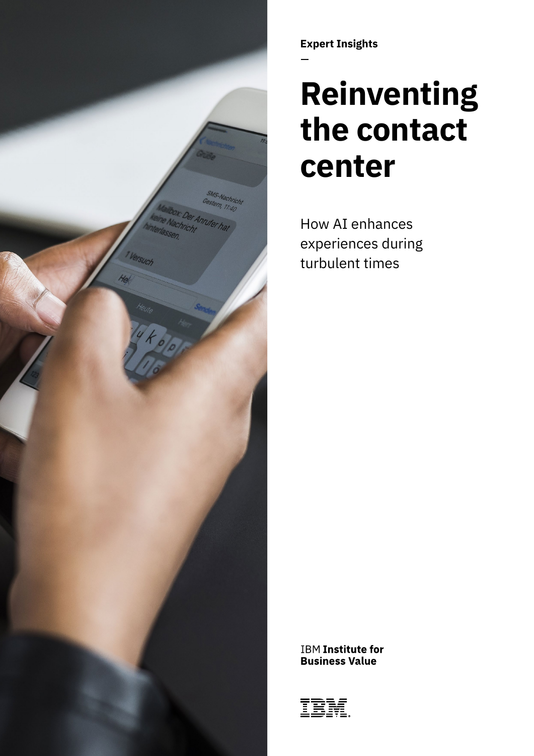**Expert Insights**

# Reinventing the contact center

How AI enhances experiences during turbulent times

IBM **Institute for Business Value**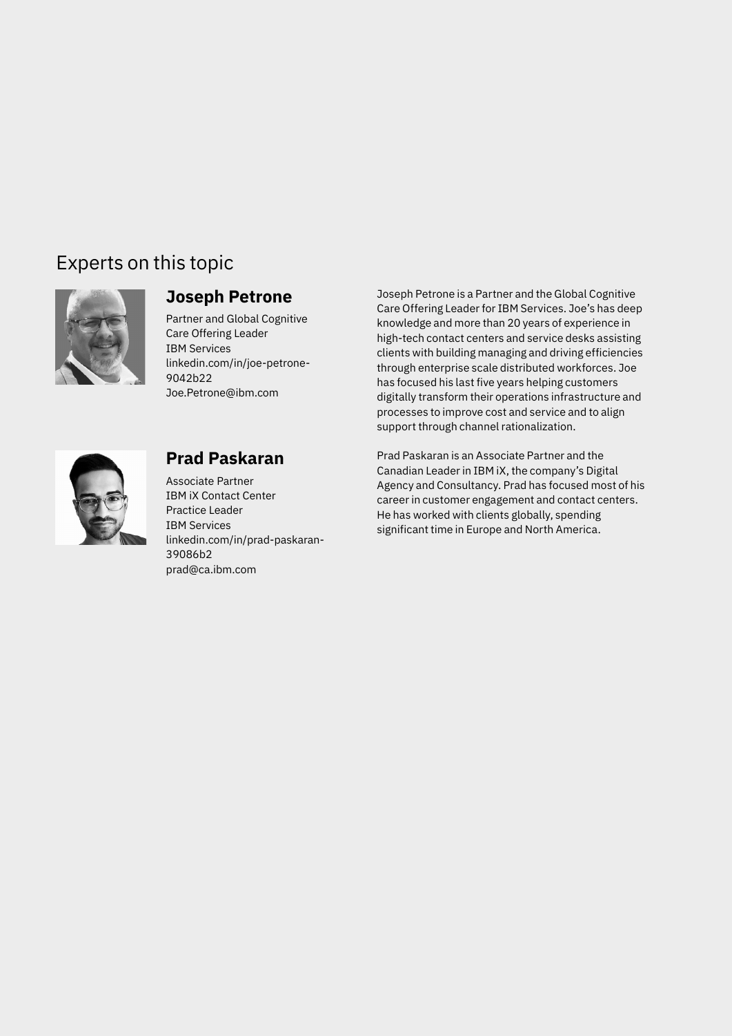## Experts on this topic

### Joseph Petrone

Partner and Global Cognitive Care Offering Leader
IBM Services
linkedin.com/in/joe-petrone-9042b22
Joe.Petrone@ibm.com

Joseph Petrone is a Partner and the Global Cognitive Care Offering Leader for IBM Services. Joe's has deep knowledge and more than 20 years of experience in high-tech contact centers and service desks assisting clients with building managing and driving efficiencies through enterprise scale distributed workforces. Joe has focused his last five years helping customers digitally transform their operations infrastructure and processes to improve cost and service and to align support through channel rationalization.

### Prad Paskaran

Associate Partner
IBM iX Contact Center Practice Leader
IBM Services
linkedin.com/in/prad-paskaran-39086b2
prad@ca.ibm.com

Prad Paskaran is an Associate Partner and the Canadian Leader in IBM iX, the company's Digital Agency and Consultancy. Prad has focused most of his career in customer engagement and contact centers. He has worked with clients globally, spending significant time in Europe and North America.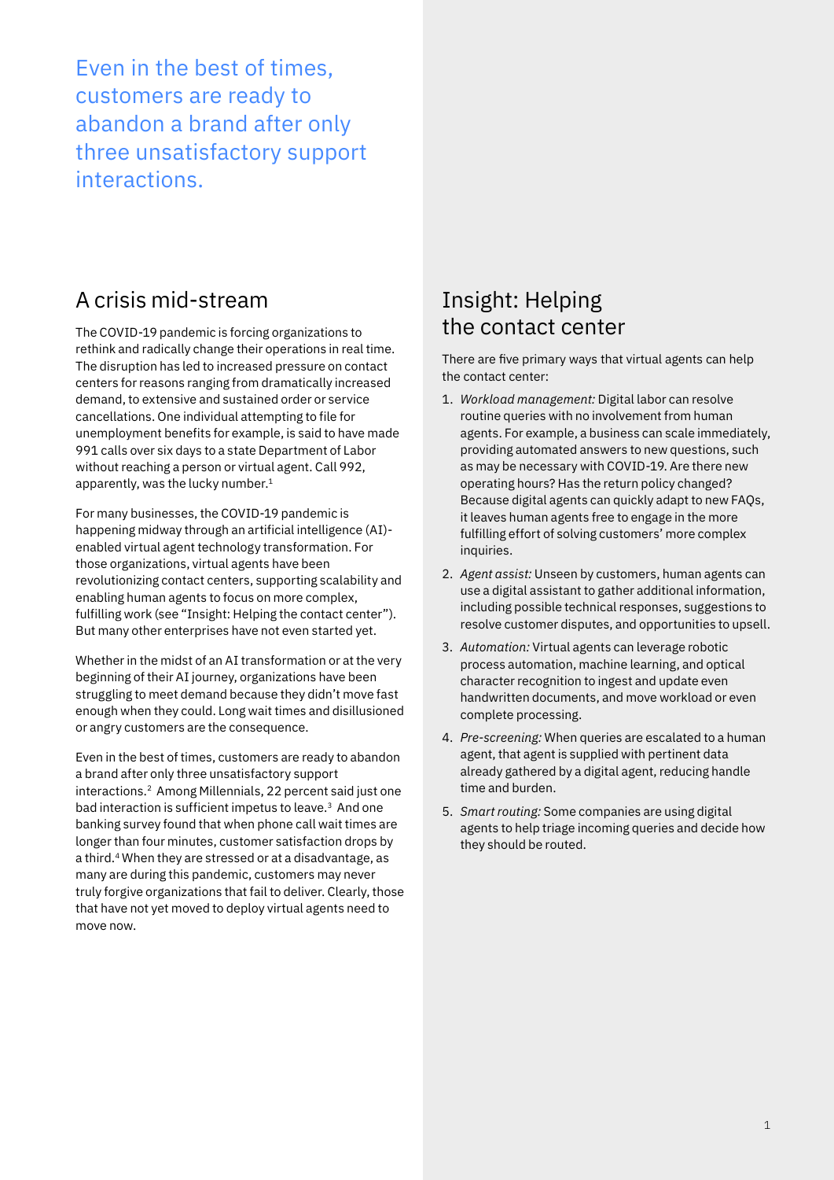Even in the best of times, customers are ready to abandon a brand after only three unsatisfactory support interactions.

## A crisis mid-stream

The COVID-19 pandemic is forcing organizations to rethink and radically change their operations in real time. The disruption has led to increased pressure on contact centers for reasons ranging from dramatically increased demand, to extensive and sustained order or service cancellations. One individual attempting to file for unemployment benefits for example, is said to have made 991 calls over six days to a state Department of Labor without reaching a person or virtual agent. Call 992, apparently, was the lucky number.[1]

For many businesses, the COVID-19 pandemic is happening midway through an artificial intelligence (AI)-enabled virtual agent technology transformation. For those organizations, virtual agents have been revolutionizing contact centers, supporting scalability and enabling human agents to focus on more complex, fulfilling work (see "Insight: Helping the contact center"). But many other enterprises have not even started yet.

Whether in the midst of an AI transformation or at the very beginning of their AI journey, organizations have been struggling to meet demand because they didn't move fast enough when they could. Long wait times and disillusioned or angry customers are the consequence.

Even in the best of times, customers are ready to abandon a brand after only three unsatisfactory support interactions.[2] Among Millennials, 22 percent said just one bad interaction is sufficient impetus to leave.[3] And one banking survey found that when phone call wait times are longer than four minutes, customer satisfaction drops by a third.[4] When they are stressed or at a disadvantage, as many are during this pandemic, customers may never truly forgive organizations that fail to deliver. Clearly, those that have not yet moved to deploy virtual agents need to move now.

## Insight: Helping the contact center

There are five primary ways that virtual agents can help the contact center:

1. *Workload management:* Digital labor can resolve routine queries with no involvement from human agents. For example, a business can scale immediately, providing automated answers to new questions, such as may be necessary with COVID-19. Are there new operating hours? Has the return policy changed? Because digital agents can quickly adapt to new FAQs, it leaves human agents free to engage in the more fulfilling effort of solving customers' more complex inquiries.
2. *Agent assist:* Unseen by customers, human agents can use a digital assistant to gather additional information, including possible technical responses, suggestions to resolve customer disputes, and opportunities to upsell.
3. *Automation:* Virtual agents can leverage robotic process automation, machine learning, and optical character recognition to ingest and update even handwritten documents, and move workload or even complete processing.
4. *Pre-screening:* When queries are escalated to a human agent, that agent is supplied with pertinent data already gathered by a digital agent, reducing handle time and burden.
5. *Smart routing:* Some companies are using digital agents to help triage incoming queries and decide how they should be routed.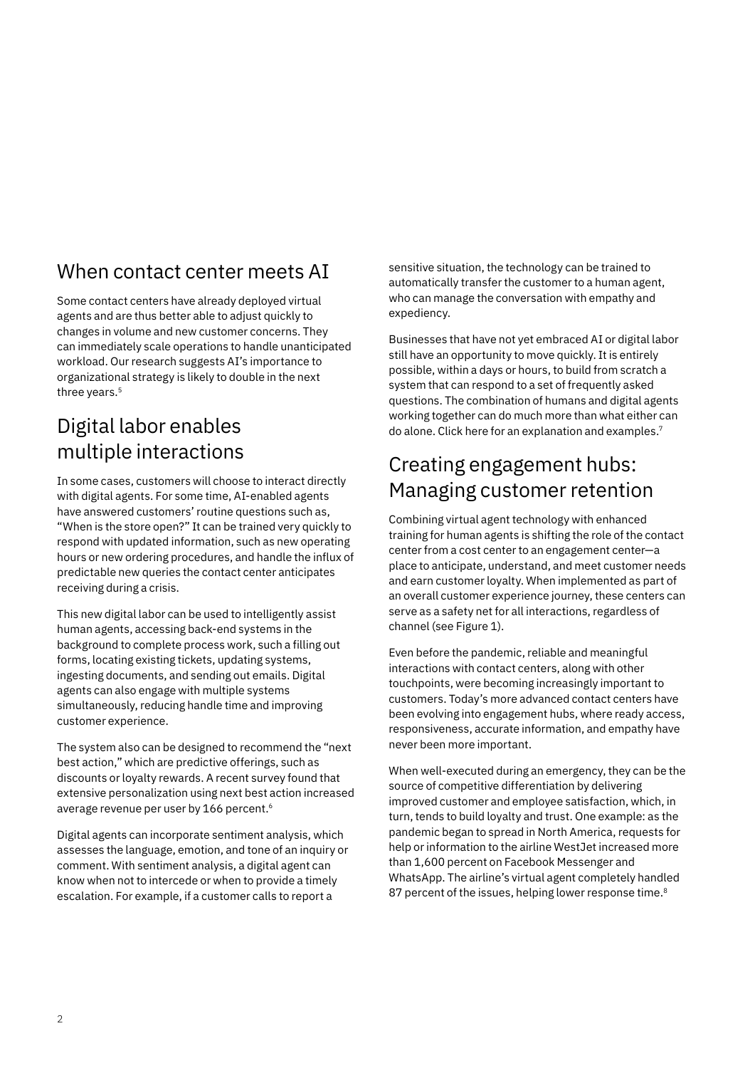## When contact center meets AI

Some contact centers have already deployed virtual agents and are thus better able to adjust quickly to changes in volume and new customer concerns. They can immediately scale operations to handle unanticipated workload. Our research suggests AI's importance to organizational strategy is likely to double in the next three years.[5]

## Digital labor enables multiple interactions

In some cases, customers will choose to interact directly with digital agents. For some time, AI-enabled agents have answered customers' routine questions such as, "When is the store open?" It can be trained very quickly to respond with updated information, such as new operating hours or new ordering procedures, and handle the influx of predictable new queries the contact center anticipates receiving during a crisis.

This new digital labor can be used to intelligently assist human agents, accessing back-end systems in the background to complete process work, such a filling out forms, locating existing tickets, updating systems, ingesting documents, and sending out emails. Digital agents can also engage with multiple systems simultaneously, reducing handle time and improving customer experience.

The system also can be designed to recommend the "next best action," which are predictive offerings, such as discounts or loyalty rewards. A recent survey found that extensive personalization using next best action increased average revenue per user by 166 percent.[6]

Digital agents can incorporate sentiment analysis, which assesses the language, emotion, and tone of an inquiry or comment. With sentiment analysis, a digital agent can know when not to intercede or when to provide a timely escalation. For example, if a customer calls to report a sensitive situation, the technology can be trained to automatically transfer the customer to a human agent, who can manage the conversation with empathy and expediency.

Businesses that have not yet embraced AI or digital labor still have an opportunity to move quickly. It is entirely possible, within a days or hours, to build from scratch a system that can respond to a set of frequently asked questions. The combination of humans and digital agents working together can do much more than what either can do alone. Click here for an explanation and examples.[7]

## Creating engagement hubs: Managing customer retention

Combining virtual agent technology with enhanced training for human agents is shifting the role of the contact center from a cost center to an engagement center—a place to anticipate, understand, and meet customer needs and earn customer loyalty. When implemented as part of an overall customer experience journey, these centers can serve as a safety net for all interactions, regardless of channel (see Figure 1).

Even before the pandemic, reliable and meaningful interactions with contact centers, along with other touchpoints, were becoming increasingly important to customers. Today's more advanced contact centers have been evolving into engagement hubs, where ready access, responsiveness, accurate information, and empathy have never been more important.

When well-executed during an emergency, they can be the source of competitive differentiation by delivering improved customer and employee satisfaction, which, in turn, tends to build loyalty and trust. One example: as the pandemic began to spread in North America, requests for help or information to the airline WestJet increased more than 1,600 percent on Facebook Messenger and WhatsApp. The airline's virtual agent completely handled 87 percent of the issues, helping lower response time.[8]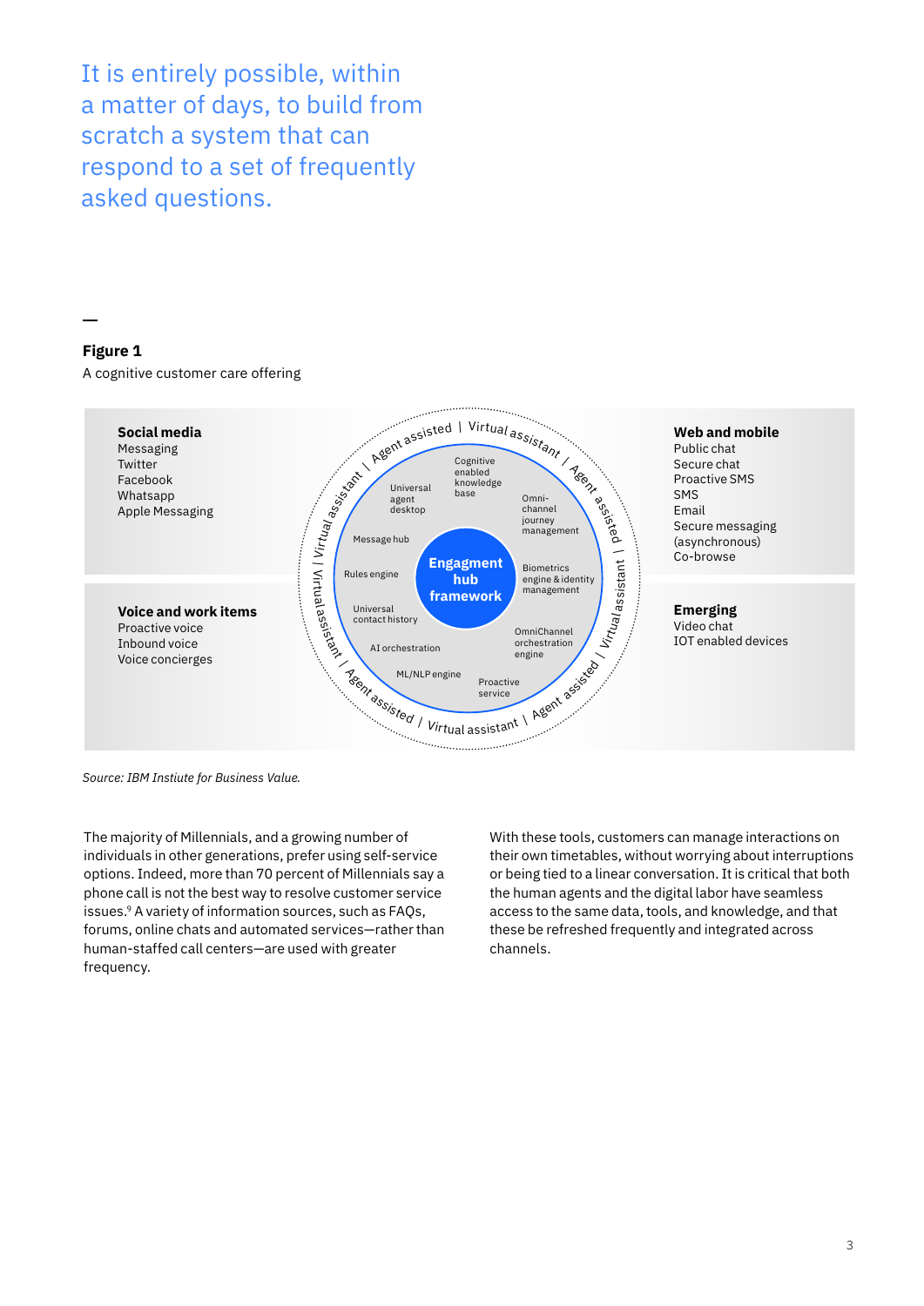It is entirely possible, within a matter of days, to build from scratch a system that can respond to a set of frequently asked questions.

**Figure 1**

A cognitive customer care offering

**Social media**
Messaging
Twitter
Facebook
Whatsapp
Apple Messaging

**Voice and work items**
Proactive voice
Inbound voice
Voice concierges

**Engagment hub framework**

Cognitive enabled knowledge base
Universal agent desktop
Omni-channel journey management
Message hub
Biometrics engine & identity management
Rules engine
Universal contact history
OmniChannel orchestration engine
AI orchestration
ML/NLP engine
Proactive service

Agent assisted | Virtual assistant

**Web and mobile**
Public chat
Secure chat
Proactive SMS
SMS
Email
Secure messaging (asynchronous)
Co-browse

**Emerging**
Video chat
IOT enabled devices

*Source: IBM Instiute for Business Value.*

The majority of Millennials, and a growing number of individuals in other generations, prefer using self-service options. Indeed, more than 70 percent of Millennials say a phone call is not the best way to resolve customer service issues.[9] A variety of information sources, such as FAQs, forums, online chats and automated services—rather than human-staffed call centers—are used with greater frequency.

With these tools, customers can manage interactions on their own timetables, without worrying about interruptions or being tied to a linear conversation. It is critical that both the human agents and the digital labor have seamless access to the same data, tools, and knowledge, and that these be refreshed frequently and integrated across channels.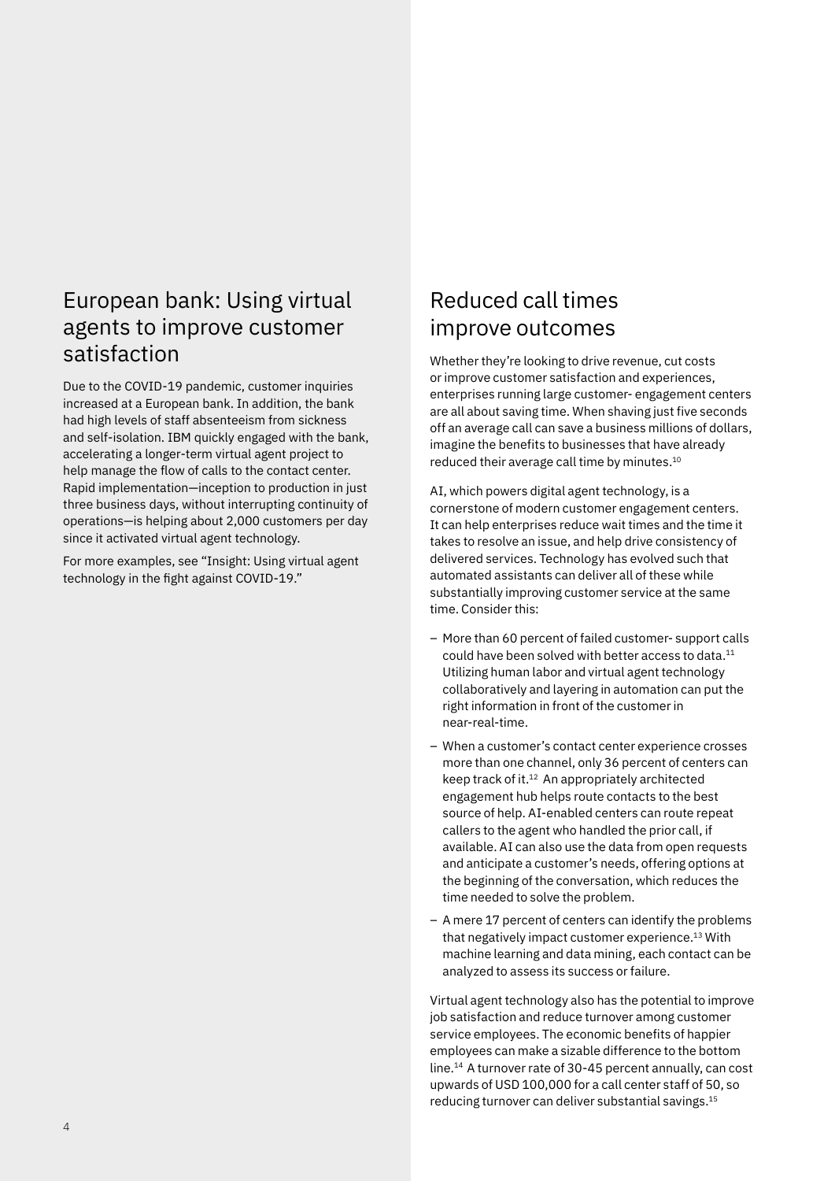## European bank: Using virtual agents to improve customer satisfaction

Due to the COVID-19 pandemic, customer inquiries increased at a European bank. In addition, the bank had high levels of staff absenteeism from sickness and self-isolation. IBM quickly engaged with the bank, accelerating a longer-term virtual agent project to help manage the flow of calls to the contact center. Rapid implementation—inception to production in just three business days, without interrupting continuity of operations—is helping about 2,000 customers per day since it activated virtual agent technology.

For more examples, see "Insight: Using virtual agent technology in the fight against COVID-19."

## Reduced call times improve outcomes

Whether they're looking to drive revenue, cut costs or improve customer satisfaction and experiences, enterprises running large customer- engagement centers are all about saving time. When shaving just five seconds off an average call can save a business millions of dollars, imagine the benefits to businesses that have already reduced their average call time by minutes.[10]

AI, which powers digital agent technology, is a cornerstone of modern customer engagement centers. It can help enterprises reduce wait times and the time it takes to resolve an issue, and help drive consistency of delivered services. Technology has evolved such that automated assistants can deliver all of these while substantially improving customer service at the same time. Consider this:

- More than 60 percent of failed customer- support calls could have been solved with better access to data.[11] Utilizing human labor and virtual agent technology collaboratively and layering in automation can put the right information in front of the customer in near-real-time.
- When a customer's contact center experience crosses more than one channel, only 36 percent of centers can keep track of it.[12] An appropriately architected engagement hub helps route contacts to the best source of help. AI-enabled centers can route repeat callers to the agent who handled the prior call, if available. AI can also use the data from open requests and anticipate a customer's needs, offering options at the beginning of the conversation, which reduces the time needed to solve the problem.
- A mere 17 percent of centers can identify the problems that negatively impact customer experience.[13] With machine learning and data mining, each contact can be analyzed to assess its success or failure.

Virtual agent technology also has the potential to improve job satisfaction and reduce turnover among customer service employees. The economic benefits of happier employees can make a sizable difference to the bottom line.[14] A turnover rate of 30-45 percent annually, can cost upwards of USD 100,000 for a call center staff of 50, so reducing turnover can deliver substantial savings.[15]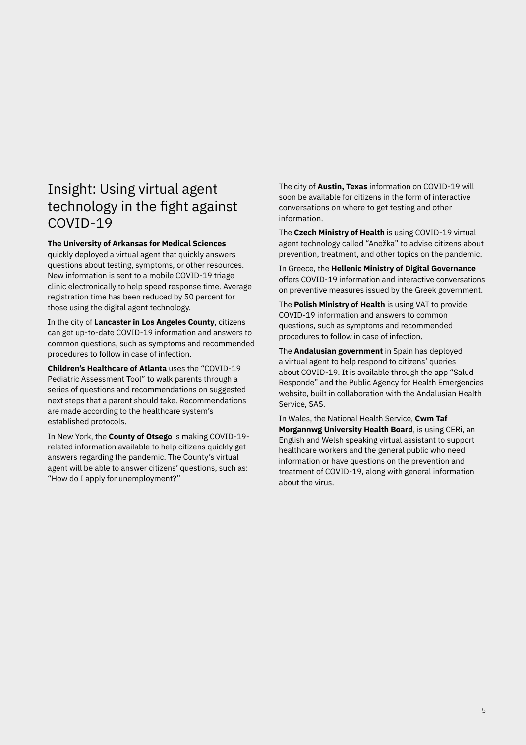# Insight: Using virtual agent technology in the fight against COVID-19

**The University of Arkansas for Medical Sciences** quickly deployed a virtual agent that quickly answers questions about testing, symptoms, or other resources. New information is sent to a mobile COVID-19 triage clinic electronically to help speed response time. Average registration time has been reduced by 50 percent for those using the digital agent technology.

In the city of **Lancaster in Los Angeles County**, citizens can get up-to-date COVID-19 information and answers to common questions, such as symptoms and recommended procedures to follow in case of infection.

**Children's Healthcare of Atlanta** uses the "COVID-19 Pediatric Assessment Tool" to walk parents through a series of questions and recommendations on suggested next steps that a parent should take. Recommendations are made according to the healthcare system's established protocols.

In New York, the **County of Otsego** is making COVID-19-related information available to help citizens quickly get answers regarding the pandemic. The County's virtual agent will be able to answer citizens' questions, such as: "How do I apply for unemployment?"

The city of **Austin, Texas** information on COVID-19 will soon be available for citizens in the form of interactive conversations on where to get testing and other information.

The **Czech Ministry of Health** is using COVID-19 virtual agent technology called "Anežka" to advise citizens about prevention, treatment, and other topics on the pandemic.

In Greece, the **Hellenic Ministry of Digital Governance** offers COVID-19 information and interactive conversations on preventive measures issued by the Greek government.

The **Polish Ministry of Health** is using VAT to provide COVID-19 information and answers to common questions, such as symptoms and recommended procedures to follow in case of infection.

The **Andalusian government** in Spain has deployed a virtual agent to help respond to citizens' queries about COVID-19. It is available through the app "Salud Responde" and the Public Agency for Health Emergencies website, built in collaboration with the Andalusian Health Service, SAS.

In Wales, the National Health Service, **Cwm Taf Morgannwg University Health Board**, is using CERi, an English and Welsh speaking virtual assistant to support healthcare workers and the general public who need information or have questions on the prevention and treatment of COVID-19, along with general information about the virus.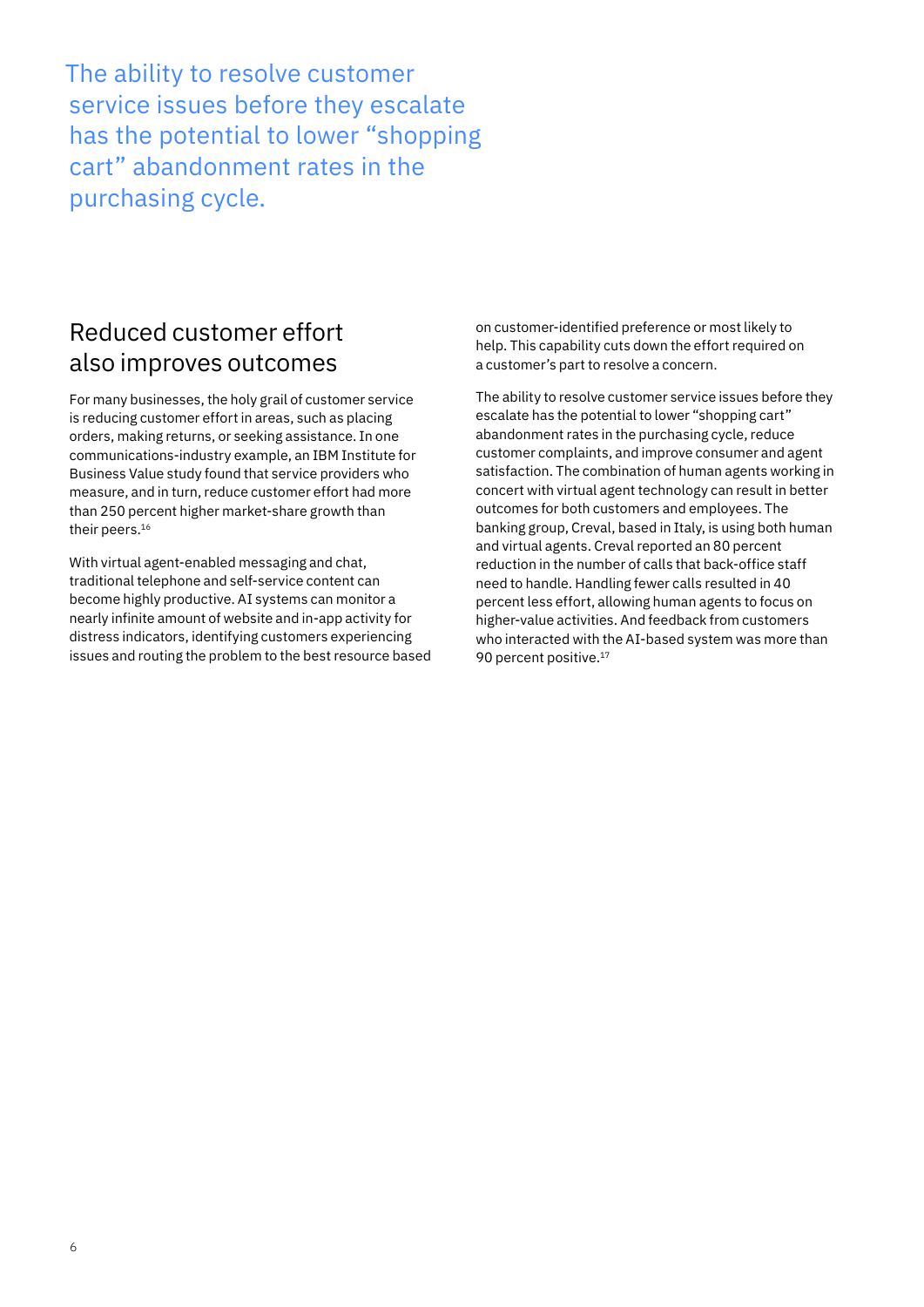The ability to resolve customer service issues before they escalate has the potential to lower "shopping cart" abandonment rates in the purchasing cycle.

## Reduced customer effort also improves outcomes

For many businesses, the holy grail of customer service is reducing customer effort in areas, such as placing orders, making returns, or seeking assistance. In one communications-industry example, an IBM Institute for Business Value study found that service providers who measure, and in turn, reduce customer effort had more than 250 percent higher market-share growth than their peers.[16]

With virtual agent-enabled messaging and chat, traditional telephone and self-service content can become highly productive. AI systems can monitor a nearly infinite amount of website and in-app activity for distress indicators, identifying customers experiencing issues and routing the problem to the best resource based on customer-identified preference or most likely to help. This capability cuts down the effort required on a customer's part to resolve a concern.

The ability to resolve customer service issues before they escalate has the potential to lower "shopping cart" abandonment rates in the purchasing cycle, reduce customer complaints, and improve consumer and agent satisfaction. The combination of human agents working in concert with virtual agent technology can result in better outcomes for both customers and employees. The banking group, Creval, based in Italy, is using both human and virtual agents. Creval reported an 80 percent reduction in the number of calls that back-office staff need to handle. Handling fewer calls resulted in 40 percent less effort, allowing human agents to focus on higher-value activities. And feedback from customers who interacted with the AI-based system was more than 90 percent positive.[17]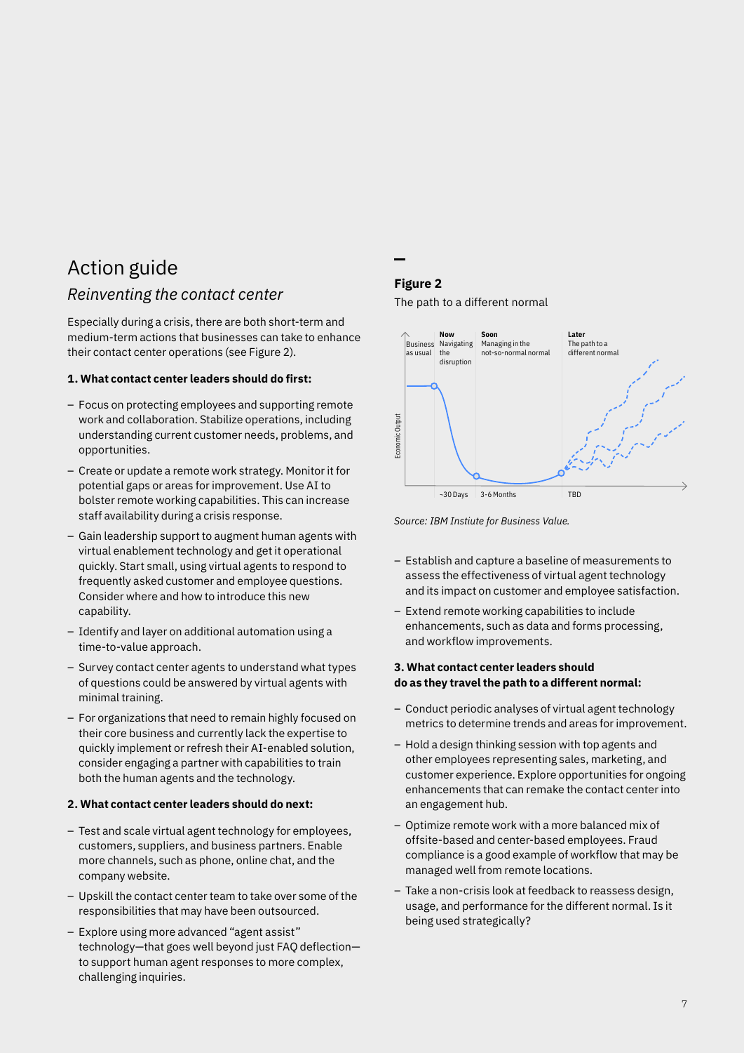# Action guide

## *Reinventing the contact center*

Especially during a crisis, there are both short-term and medium-term actions that businesses can take to enhance their contact center operations (see Figure 2).

**1. What contact center leaders should do first:**

- Focus on protecting employees and supporting remote work and collaboration. Stabilize operations, including understanding current customer needs, problems, and opportunities.
- Create or update a remote work strategy. Monitor it for potential gaps or areas for improvement. Use AI to bolster remote working capabilities. This can increase staff availability during a crisis response.
- Gain leadership support to augment human agents with virtual enablement technology and get it operational quickly. Start small, using virtual agents to respond to frequently asked customer and employee questions. Consider where and how to introduce this new capability.
- Identify and layer on additional automation using a time-to-value approach.
- Survey contact center agents to understand what types of questions could be answered by virtual agents with minimal training.
- For organizations that need to remain highly focused on their core business and currently lack the expertise to quickly implement or refresh their AI-enabled solution, consider engaging a partner with capabilities to train both the human agents and the technology.

**2. What contact center leaders should do next:**

- Test and scale virtual agent technology for employees, customers, suppliers, and business partners. Enable more channels, such as phone, online chat, and the company website.
- Upskill the contact center team to take over some of the responsibilities that may have been outsourced.
- Explore using more advanced "agent assist" technology—that goes well beyond just FAQ deflection—to support human agent responses to more complex, challenging inquiries.

**Figure 2**

The path to a different normal

Economic Output

Business as usual | **Now** Navigating the disruption | **Soon** Managing in the not-so-normal normal | **Later** The path to a different normal

~30 Days | 3-6 Months | TBD

*Source: IBM Instiute for Business Value.*

- Establish and capture a baseline of measurements to assess the effectiveness of virtual agent technology and its impact on customer and employee satisfaction.
- Extend remote working capabilities to include enhancements, such as data and forms processing, and workflow improvements.

**3. What contact center leaders should do as they travel the path to a different normal:**

- Conduct periodic analyses of virtual agent technology metrics to determine trends and areas for improvement.
- Hold a design thinking session with top agents and other employees representing sales, marketing, and customer experience. Explore opportunities for ongoing enhancements that can remake the contact center into an engagement hub.
- Optimize remote work with a more balanced mix of offsite-based and center-based employees. Fraud compliance is a good example of workflow that may be managed well from remote locations.
- Take a non-crisis look at feedback to reassess design, usage, and performance for the different normal. Is it being used strategically?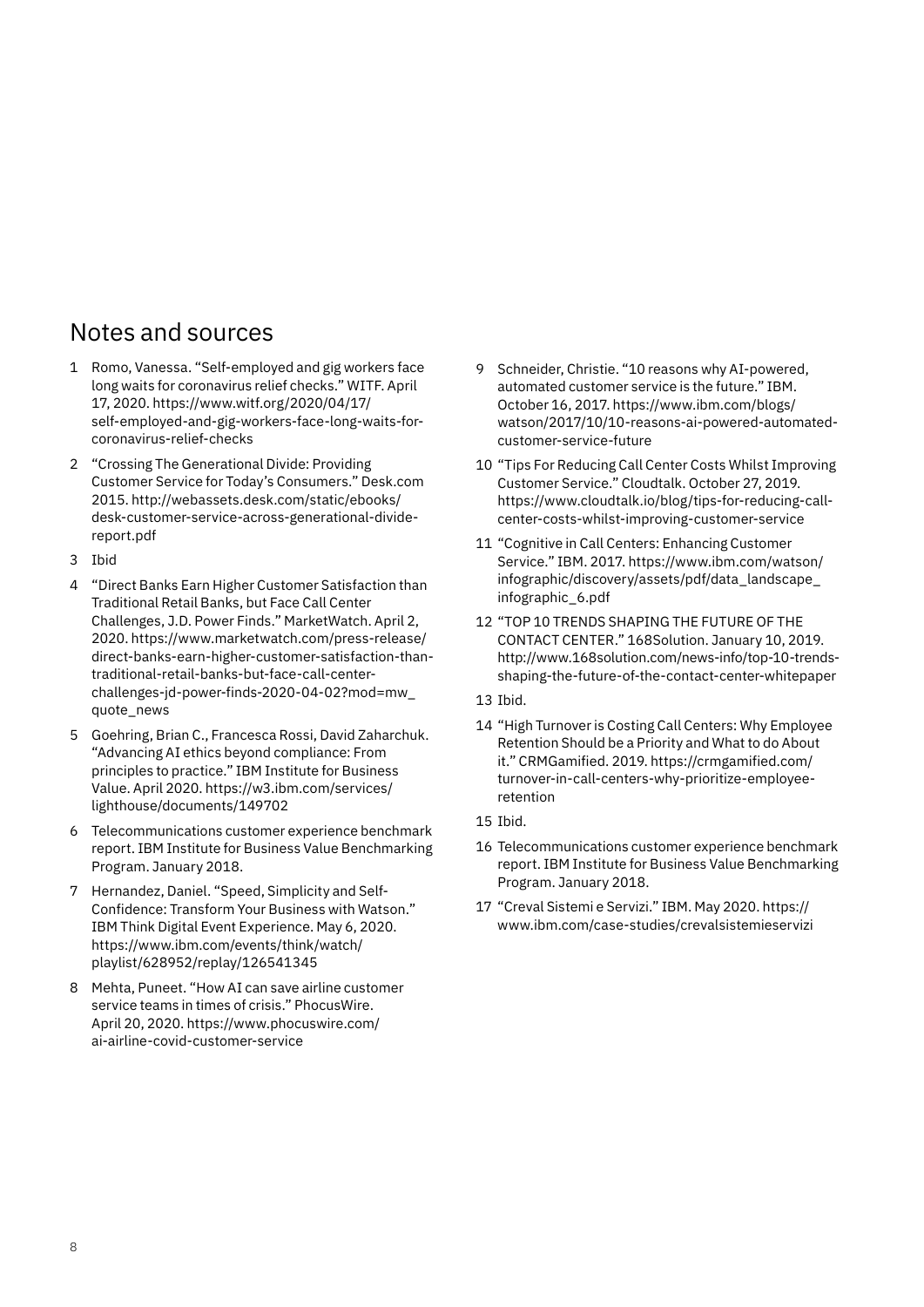## Notes and sources

1. Romo, Vanessa. "Self-employed and gig workers face long waits for coronavirus relief checks." WITF. April 17, 2020. https://www.witf.org/2020/04/17/self-employed-and-gig-workers-face-long-waits-for-coronavirus-relief-checks
2. "Crossing The Generational Divide: Providing Customer Service for Today's Consumers." Desk.com 2015. http://webassets.desk.com/static/ebooks/desk-customer-service-across-generational-divide-report.pdf
3. Ibid
4. "Direct Banks Earn Higher Customer Satisfaction than Traditional Retail Banks, but Face Call Center Challenges, J.D. Power Finds." MarketWatch. April 2, 2020. https://www.marketwatch.com/press-release/direct-banks-earn-higher-customer-satisfaction-than-traditional-retail-banks-but-face-call-center-challenges-jd-power-finds-2020-04-02?mod=mw_quote_news
5. Goehring, Brian C., Francesca Rossi, David Zaharchuk. "Advancing AI ethics beyond compliance: From principles to practice." IBM Institute for Business Value. April 2020. https://w3.ibm.com/services/lighthouse/documents/149702
6. Telecommunications customer experience benchmark report. IBM Institute for Business Value Benchmarking Program. January 2018.
7. Hernandez, Daniel. "Speed, Simplicity and Self-Confidence: Transform Your Business with Watson." IBM Think Digital Event Experience. May 6, 2020. https://www.ibm.com/events/think/watch/playlist/628952/replay/126541345
8. Mehta, Puneet. "How AI can save airline customer service teams in times of crisis." PhocusWire. April 20, 2020. https://www.phocuswire.com/ai-airline-covid-customer-service
9. Schneider, Christie. "10 reasons why AI-powered, automated customer service is the future." IBM. October 16, 2017. https://www.ibm.com/blogs/watson/2017/10/10-reasons-ai-powered-automated-customer-service-future
10. "Tips For Reducing Call Center Costs Whilst Improving Customer Service." Cloudtalk. October 27, 2019. https://www.cloudtalk.io/blog/tips-for-reducing-call-center-costs-whilst-improving-customer-service
11. "Cognitive in Call Centers: Enhancing Customer Service." IBM. 2017. https://www.ibm.com/watson/infographic/discovery/assets/pdf/data_landscape_infographic_6.pdf
12. "TOP 10 TRENDS SHAPING THE FUTURE OF THE CONTACT CENTER." 168Solution. January 10, 2019. http://www.168solution.com/news-info/top-10-trends-shaping-the-future-of-the-contact-center-whitepaper
13. Ibid.
14. "High Turnover is Costing Call Centers: Why Employee Retention Should be a Priority and What to do About it." CRMGamified. 2019. https://crmgamified.com/turnover-in-call-centers-why-prioritize-employee-retention
15. Ibid.
16. Telecommunications customer experience benchmark report. IBM Institute for Business Value Benchmarking Program. January 2018.
17. "Creval Sistemi e Servizi." IBM. May 2020. https://www.ibm.com/case-studies/crevalsistemieservizi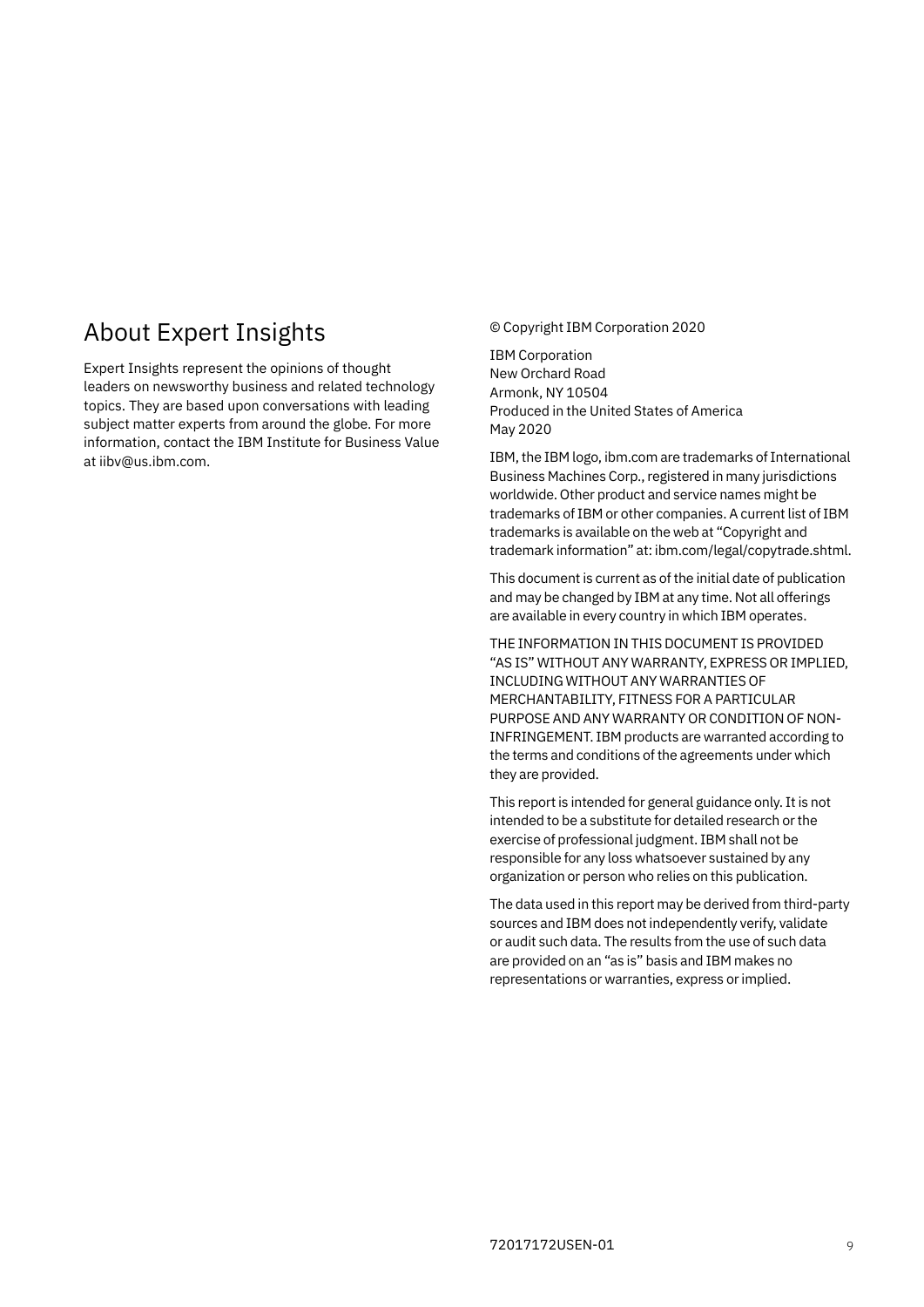## About Expert Insights

Expert Insights represent the opinions of thought leaders on newsworthy business and related technology topics. They are based upon conversations with leading subject matter experts from around the globe. For more information, contact the IBM Institute for Business Value at iibv@us.ibm.com.

© Copyright IBM Corporation 2020

IBM Corporation
New Orchard Road
Armonk, NY 10504
Produced in the United States of America
May 2020

IBM, the IBM logo, ibm.com are trademarks of International Business Machines Corp., registered in many jurisdictions worldwide. Other product and service names might be trademarks of IBM or other companies. A current list of IBM trademarks is available on the web at “Copyright and trademark information” at: ibm.com/legal/copytrade.shtml.

This document is current as of the initial date of publication and may be changed by IBM at any time. Not all offerings are available in every country in which IBM operates.

THE INFORMATION IN THIS DOCUMENT IS PROVIDED “AS IS” WITHOUT ANY WARRANTY, EXPRESS OR IMPLIED, INCLUDING WITHOUT ANY WARRANTIES OF MERCHANTABILITY, FITNESS FOR A PARTICULAR PURPOSE AND ANY WARRANTY OR CONDITION OF NON-INFRINGEMENT. IBM products are warranted according to the terms and conditions of the agreements under which they are provided.

This report is intended for general guidance only. It is not intended to be a substitute for detailed research or the exercise of professional judgment. IBM shall not be responsible for any loss whatsoever sustained by any organization or person who relies on this publication.

The data used in this report may be derived from third-party sources and IBM does not independently verify, validate or audit such data. The results from the use of such data are provided on an “as is” basis and IBM makes no representations or warranties, express or implied.

72017172USEN-01